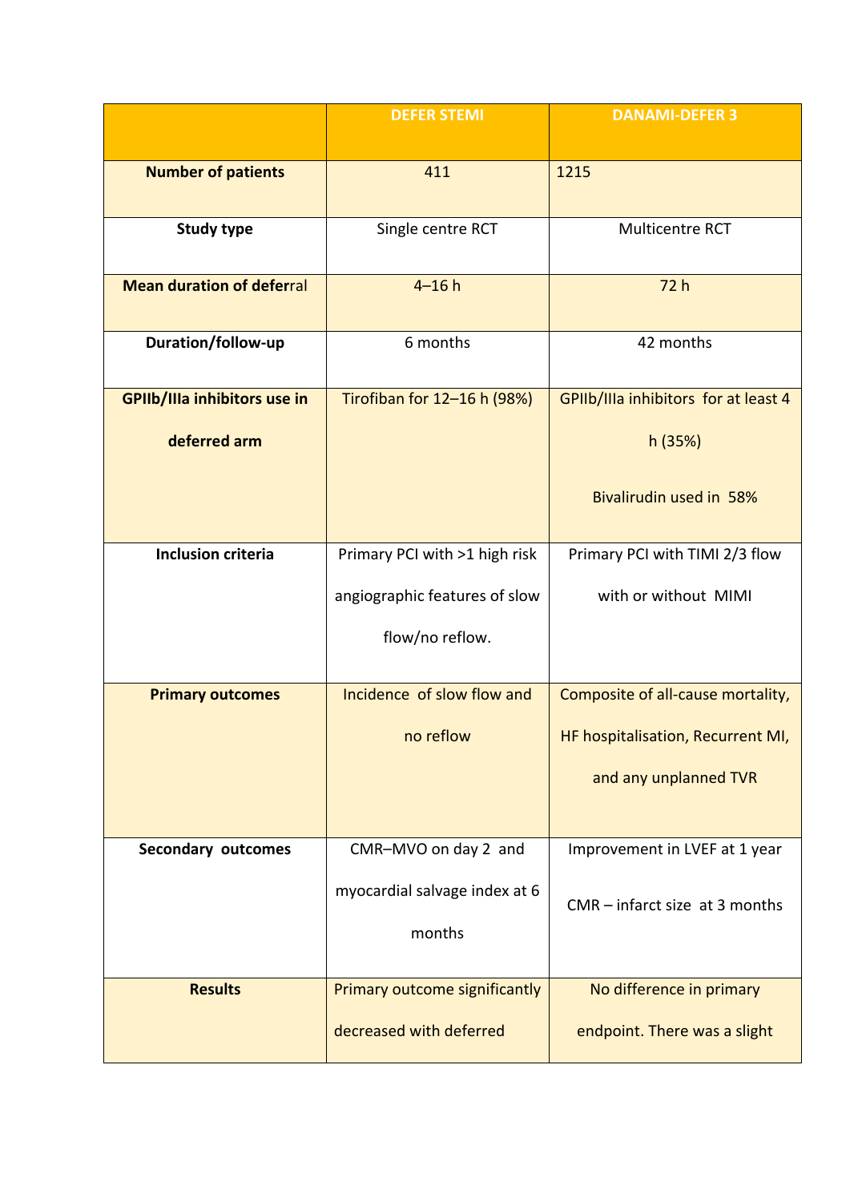| | DEFER STEMI | DANAMI-DEFER 3 |
|---|---|---|
| **Number of patients** | 411 | 1215 |
| **Study type** | Single centre RCT | Multicentre RCT |
| **Mean duration of deferral** | 4–16 h | 72 h |
| **Duration/follow-up** | 6 months | 42 months |
| **GPIIb/IIIa inhibitors use in deferred arm** | Tirofiban for 12–16 h (98%) | GPIIb/IIIa inhibitors for at least 4 h (35%)<br><br>Bivalirudin used in 58% |
| **Inclusion criteria** | Primary PCI with >1 high risk angiographic features of slow flow/no reflow. | Primary PCI with TIMI 2/3 flow with or without MIMI |
| **Primary outcomes** | Incidence of slow flow and no reflow | Composite of all-cause mortality, HF hospitalisation, Recurrent MI, and any unplanned TVR |
| **Secondary outcomes** | CMR–MVO on day 2 and myocardial salvage index at 6 months | Improvement in LVEF at 1 year<br><br>CMR – infarct size at 3 months |
| **Results** | Primary outcome significantly decreased with deferred | No difference in primary endpoint. There was a slight |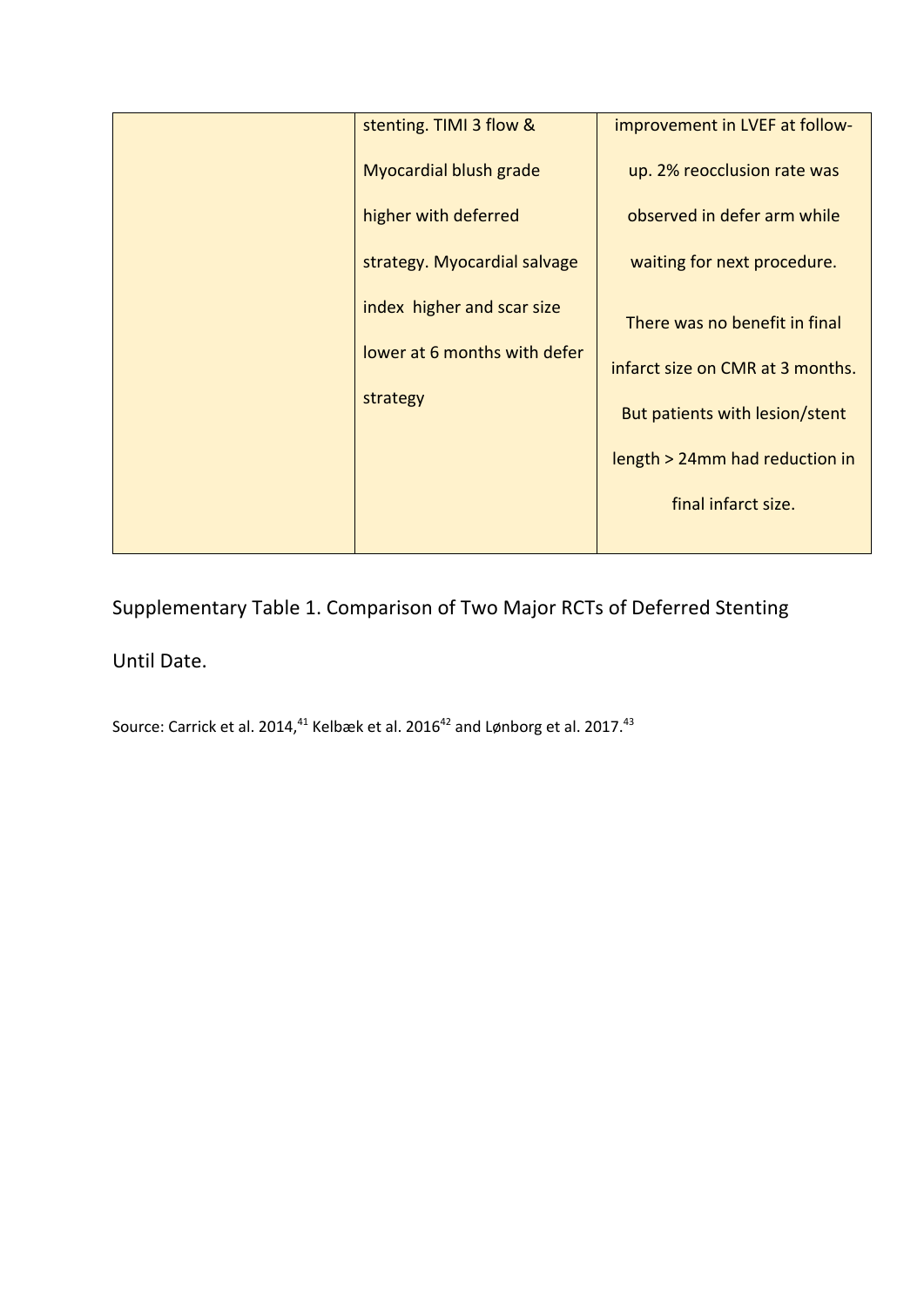| | | |
|---|---|---|
| | stenting. TIMI 3 flow & Myocardial blush grade higher with deferred strategy. Myocardial salvage index higher and scar size lower at 6 months with defer strategy | improvement in LVEF at follow-up. 2% reocclusion rate was observed in defer arm while waiting for next procedure. There was no benefit in final infarct size on CMR at 3 months. But patients with lesion/stent length > 24mm had reduction in final infarct size. |

Supplementary Table 1. Comparison of Two Major RCTs of Deferred Stenting Until Date.

Source: Carrick et al. 2014,[41] Kelbæk et al. 2016[42] and Lønborg et al. 2017.[43]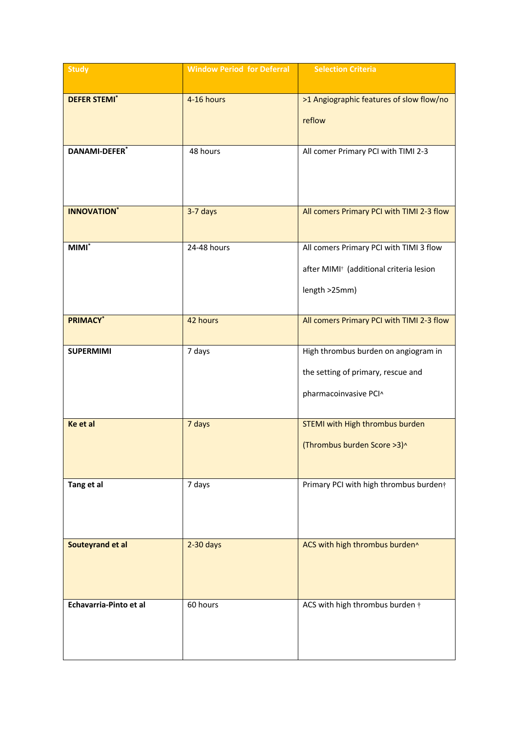| Study | Window Period for Deferral | Selection Criteria |
|---|---|---|
| **DEFER STEMI*** | 4-16 hours | >1 Angiographic features of slow flow/no reflow |
| **DANAMI-DEFER*** | 48 hours | All comer Primary PCI with TIMI 2-3 |
| **INNOVATION*** | 3-7 days | All comers Primary PCI with TIMI 2-3 flow |
| **MIMI*** | 24-48 hours | All comers Primary PCI with TIMI 3 flow after MIMI† (additional criteria lesion length >25mm) |
| **PRIMACY*** | 42 hours | All comers Primary PCI with TIMI 2-3 flow |
| **SUPERMIMI** | 7 days | High thrombus burden on angiogram in the setting of primary, rescue and pharmacoinvasive PCI^ |
| **Ke et al** | 7 days | STEMI with High thrombus burden (Thrombus burden Score >3)^ |
| **Tang et al** | 7 days | Primary PCI with high thrombus burden† |
| **Souteyrand et al** | 2-30 days | ACS with high thrombus burden^ |
| **Echavarria-Pinto et al** | 60 hours | ACS with high thrombus burden † |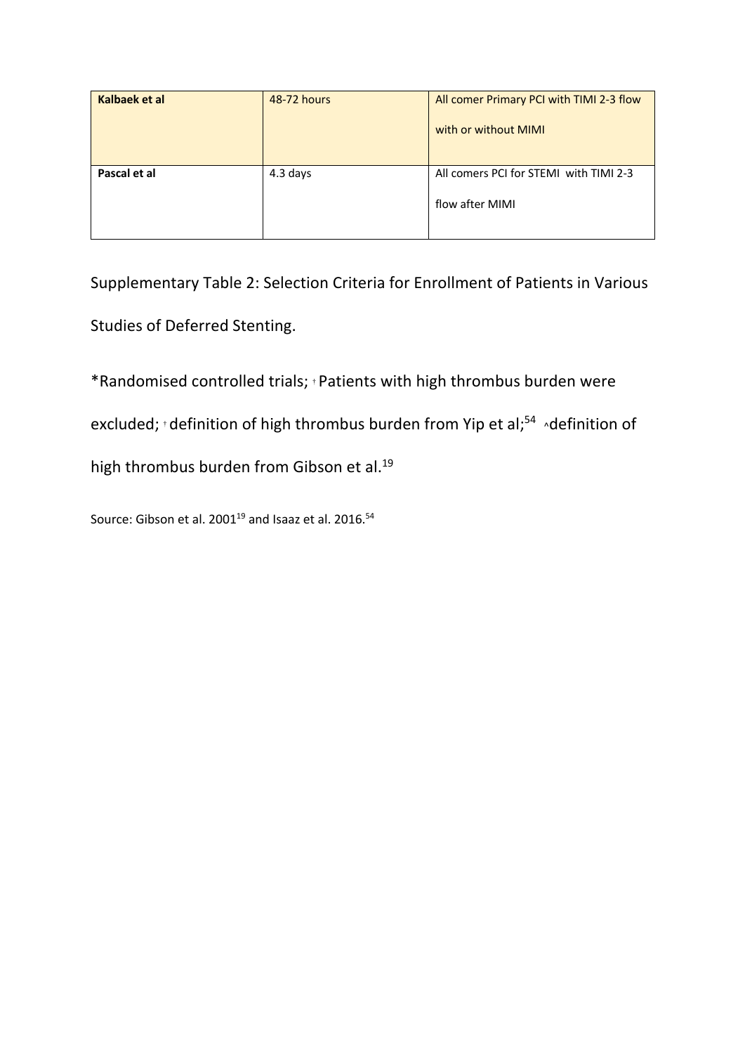| | | |
|---|---|---|
| **Kalbaek et al** | 48-72 hours | All comer Primary PCI with TIMI 2-3 flow with or without MIMI |
| **Pascal et al** | 4.3 days | All comers PCI for STEMI with TIMI 2-3 flow after MIMI |

Supplementary Table 2: Selection Criteria for Enrollment of Patients in Various Studies of Deferred Stenting.

*Randomised controlled trials; † Patients with high thrombus burden were excluded; † definition of high thrombus burden from Yip et al;[54] ^definition of high thrombus burden from Gibson et al.[19]

Source: Gibson et al. 2001[19] and Isaaz et al. 2016.[54]